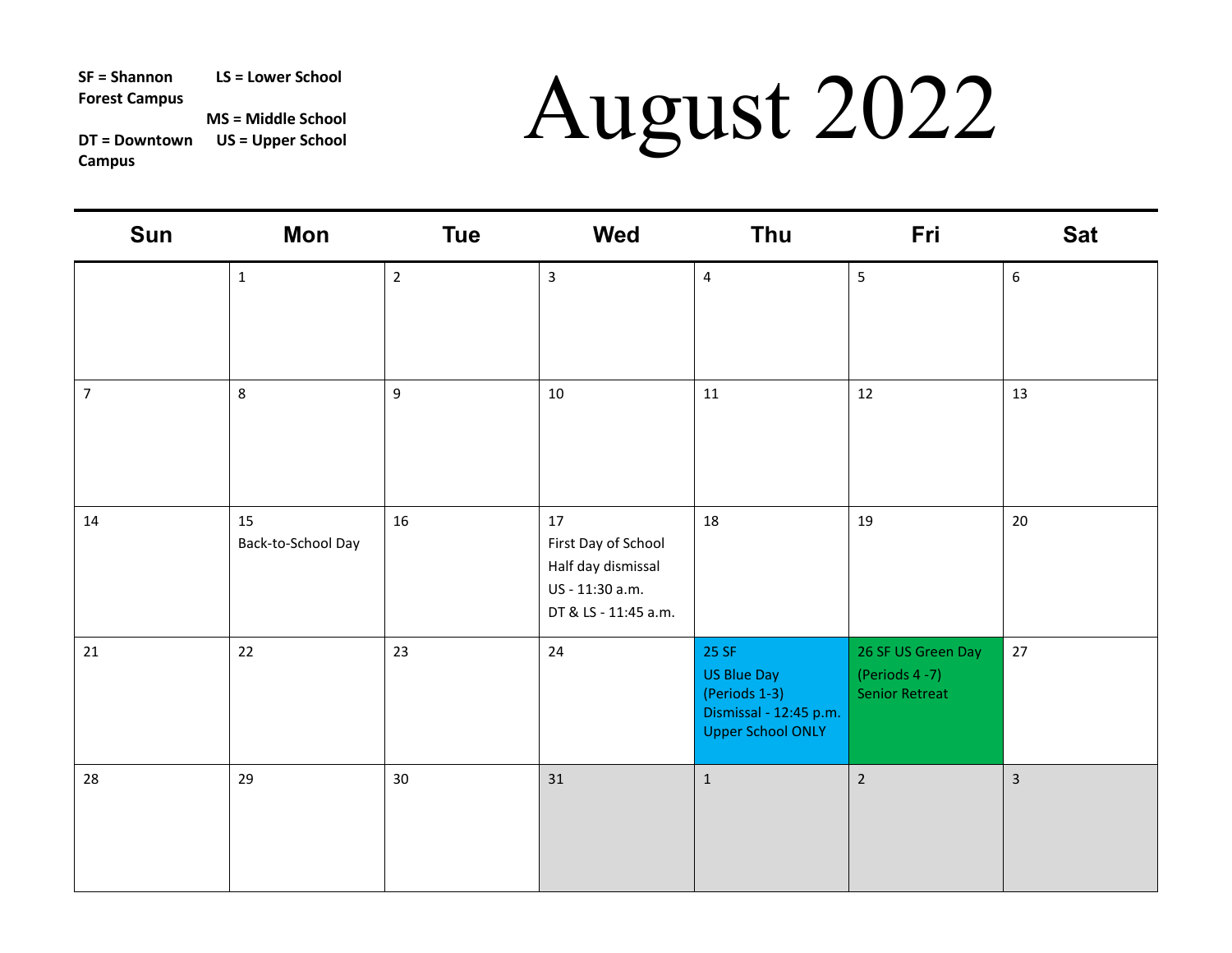SF = Shannon Forest Campus

DT = Downtown Campus

LS = Lower School

MS = Middle School

US = Upper School

# August 2022

| Sun | Mon | Tue | Wed | Thu | Fri | Sat |
|---|---|---|---|---|---|---|
| | 1 | 2 | 3 | 4 | 5 | 6 |
| 7 | 8 | 9 | 10 | 11 | 12 | 13 |
| 14 | 15 Back-to-School Day | 16 | 17 First Day of School Half day dismissal US - 11:30 a.m. DT & LS - 11:45 a.m. | 18 | 19 | 20 |
| 21 | 22 | 23 | 24 | 25 SF US Blue Day (Periods 1-3) Dismissal - 12:45 p.m. Upper School ONLY | 26 SF US Green Day (Periods 4 -7) Senior Retreat | 27 |
| 28 | 29 | 30 | 31 | 1 | 2 | 3 |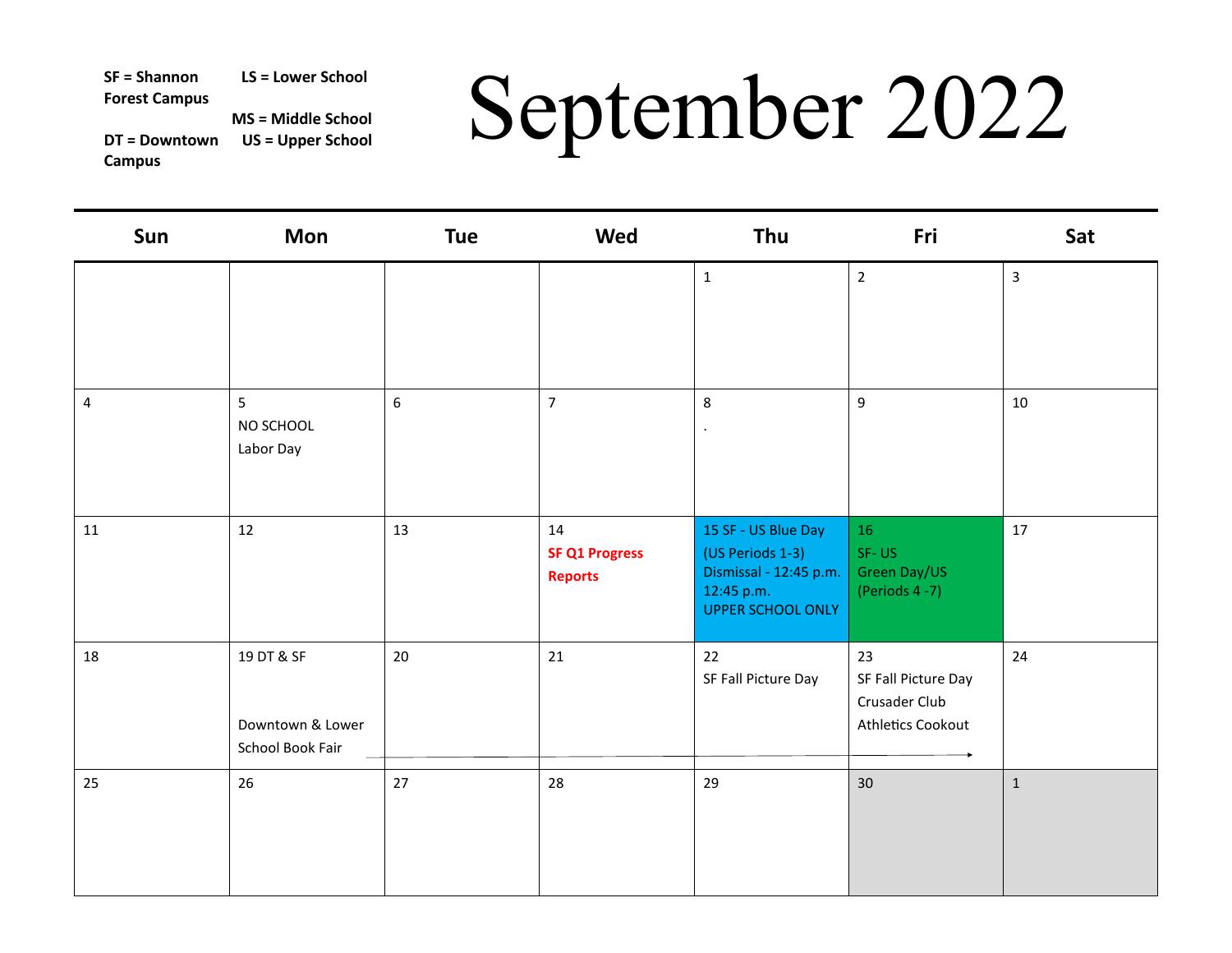SF = Shannon Forest Campus

DT = Downtown Campus

LS = Lower School

MS = Middle School

US = Upper School

# September 2022

| Sun | Mon | Tue | Wed | Thu | Fri | Sat |
|---|---|---|---|---|---|---|
| | | | | 1 | 2 | 3 |
| 4 | 5 NO SCHOOL Labor Day | 6 | 7 | 8 . | 9 | 10 |
| 11 | 12 | 13 | 14 **SF Q1 Progress Reports** | 15 SF - US Blue Day (US Periods 1-3) Dismissal - 12:45 p.m. 12:45 p.m. UPPER SCHOOL ONLY | 16 SF- US Green Day/US (Periods 4 -7) | 17 |
| 18 | 19 DT & SF Downtown & Lower School Book Fair → | 20 | 21 | 22 SF Fall Picture Day | 23 SF Fall Picture Day Crusader Club Athletics Cookout | 24 |
| 25 | 26 | 27 | 28 | 29 | 30 | 1 |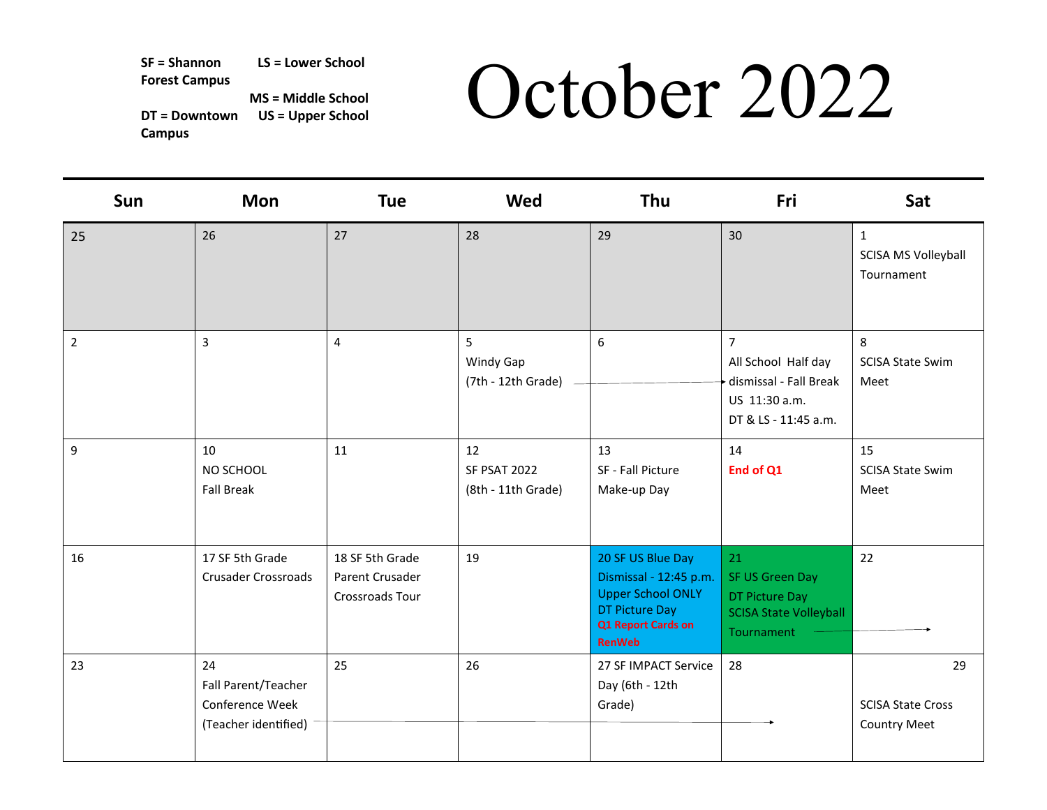SF = Shannon Forest Campus

DT = Downtown Campus

LS = Lower School

MS = Middle School

US = Upper School

# October 2022

| Sun | Mon | Tue | Wed | Thu | Fri | Sat |
|---|---|---|---|---|---|---|
| 25 | 26 | 27 | 28 | 29 | 30 | 1 SCISA MS Volleyball Tournament |
| 2 | 3 | 4 | 5 Windy Gap (7th - 12th Grade) → | 6 | 7 All School Half day dismissal - Fall Break US 11:30 a.m. DT & LS - 11:45 a.m. | 8 SCISA State Swim Meet |
| 9 | 10 NO SCHOOL Fall Break | 11 | 12 SF PSAT 2022 (8th - 11th Grade) | 13 SF - Fall Picture Make-up Day | 14 **End of Q1** | 15 SCISA State Swim Meet |
| 16 | 17 SF 5th Grade Crusader Crossroads | 18 SF 5th Grade Parent Crusader Crossroads Tour | 19 | 20 SF US Blue Day Dismissal - 12:45 p.m. Upper School ONLY DT Picture Day **Q1 Report Cards on RenWeb** | 21 SF US Green Day DT Picture Day SCISA State Volleyball Tournament → | 22 |
| 23 | 24 Fall Parent/Teacher Conference Week (Teacher identified) → | 25 | 26 | 27 SF IMPACT Service Day (6th - 12th Grade) | 28 | 29 SCISA State Cross Country Meet |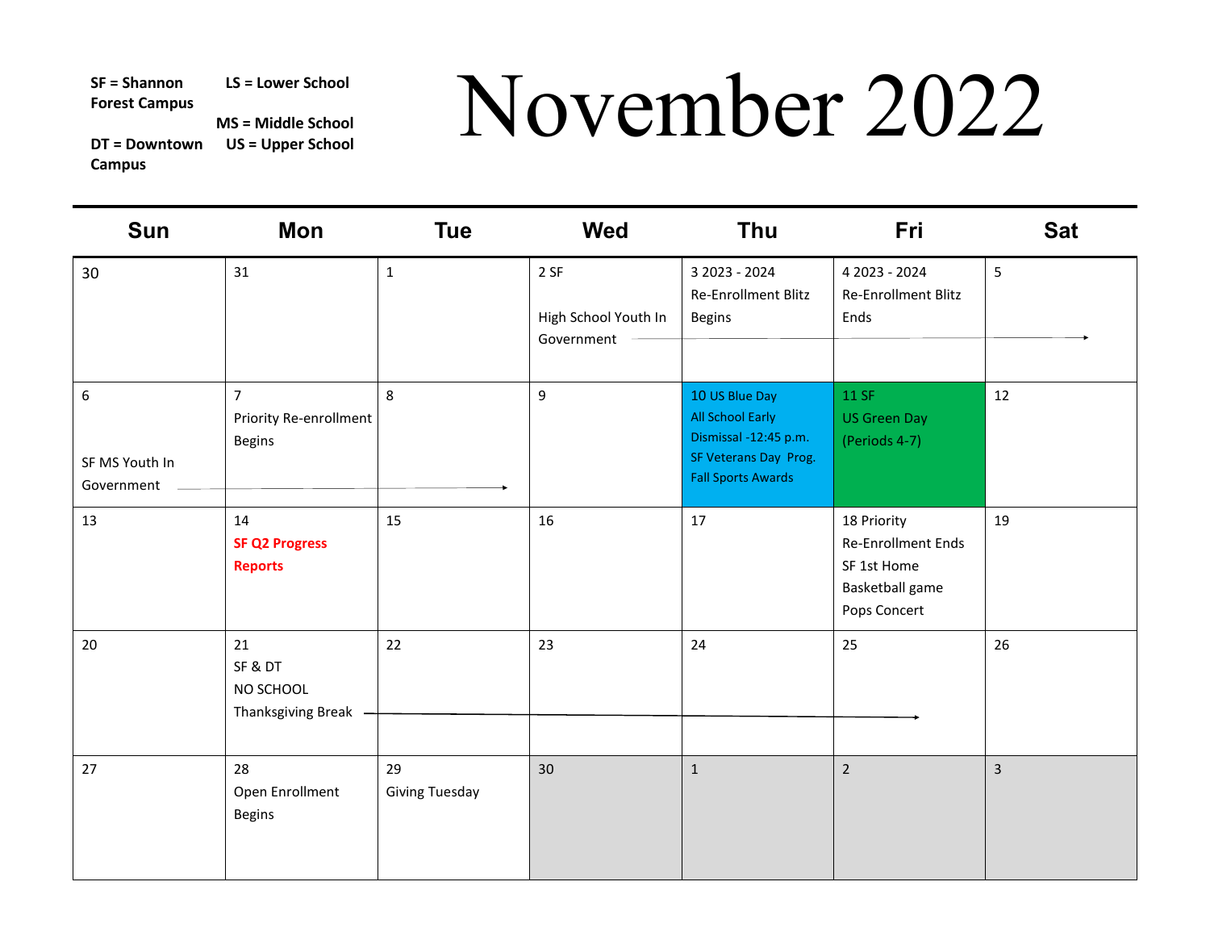SF = Shannon Forest Campus

DT = Downtown Campus

LS = Lower School

MS = Middle School

US = Upper School

# November 2022

| Sun | Mon | Tue | Wed | Thu | Fri | Sat |
|---|---|---|---|---|---|---|
| 30 | 31 | 1 | 2 SF<br><br>High School Youth In Government → | 3 2023 - 2024 Re-Enrollment Blitz Begins | 4 2023 - 2024 Re-Enrollment Blitz Ends | 5 |
| 6<br><br>SF MS Youth In Government → | 7<br>Priority Re-enrollment Begins | 8 | 9 | 10 US Blue Day<br>All School Early Dismissal -12:45 p.m.<br>SF Veterans Day Prog.<br>Fall Sports Awards | 11 SF<br>US Green Day<br>(Periods 4-7) | 12 |
| 13 | 14<br>**SF Q2 Progress Reports** | 15 | 16 | 17 | 18 Priority Re-Enrollment Ends<br>SF 1st Home Basketball game<br>Pops Concert | 19 |
| 20 | 21<br>SF & DT<br>NO SCHOOL<br>Thanksgiving Break → | 22 | 23 | 24 | 25 | 26 |
| 27 | 28<br>Open Enrollment Begins | 29<br>Giving Tuesday | 30 | 1 | 2 | 3 |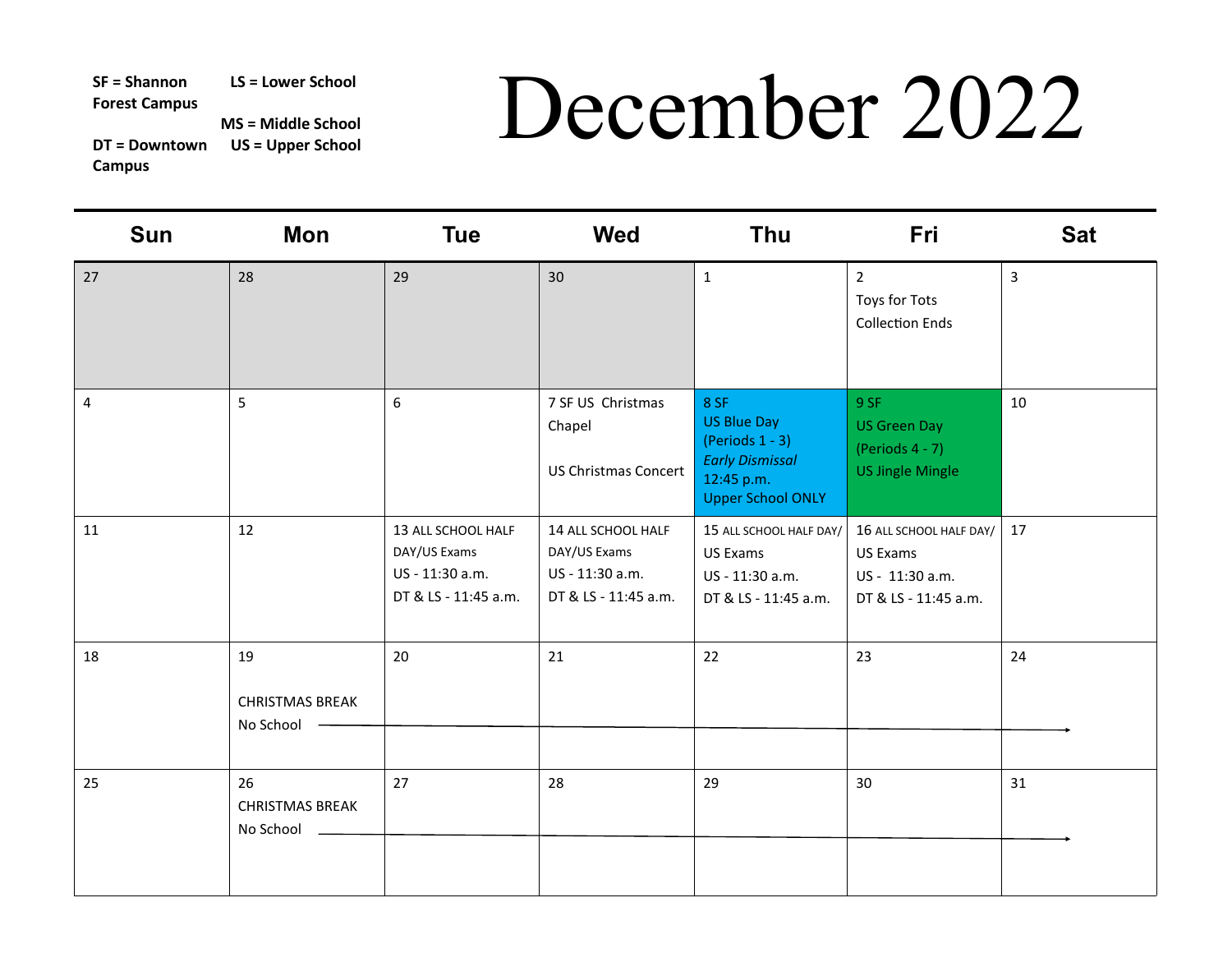SF = Shannon Forest Campus

DT = Downtown Campus

LS = Lower School

MS = Middle School

US = Upper School

# December 2022

| Sun | Mon | Tue | Wed | Thu | Fri | Sat |
|---|---|---|---|---|---|---|
| 27 | 28 | 29 | 30 | 1 | 2 Toys for Tots Collection Ends | 3 |
| 4 | 5 | 6 | 7 SF US Christmas Chapel<br><br>US Christmas Concert | 8 SF<br>US Blue Day<br>(Periods 1 - 3)<br>*Early Dismissal*<br>12:45 p.m.<br>Upper School ONLY | 9 SF<br>US Green Day<br>(Periods 4 - 7)<br>US Jingle Mingle | 10 |
| 11 | 12 | 13 ALL SCHOOL HALF DAY/US Exams<br>US - 11:30 a.m.<br>DT & LS - 11:45 a.m. | 14 ALL SCHOOL HALF DAY/US Exams<br>US - 11:30 a.m.<br>DT & LS - 11:45 a.m. | 15 ALL SCHOOL HALF DAY/ US Exams<br>US - 11:30 a.m.<br>DT & LS - 11:45 a.m. | 16 ALL SCHOOL HALF DAY/ US Exams<br>US - 11:30 a.m.<br>DT & LS - 11:45 a.m. | 17 |
| 18 | 19<br>CHRISTMAS BREAK<br>No School → | 20 | 21 | 22 | 23 | 24 |
| 25 | 26<br>CHRISTMAS BREAK<br>No School → | 27 | 28 | 29 | 30 | 31 |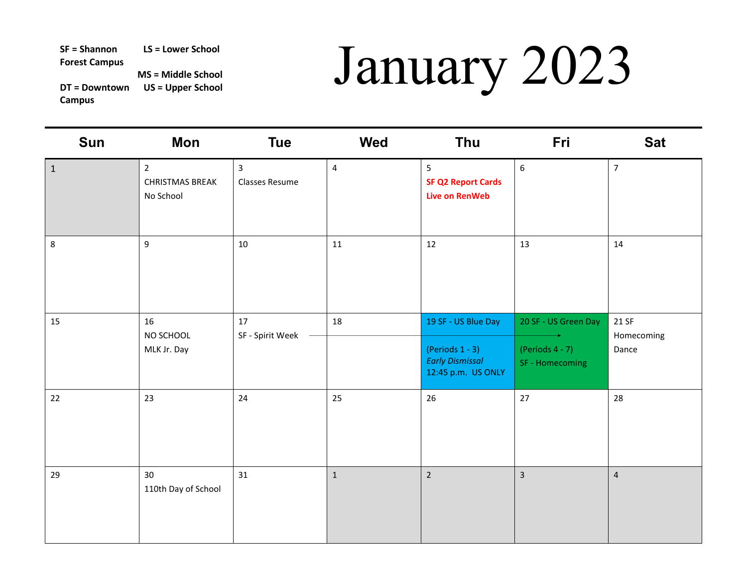SF = Shannon Forest Campus

DT = Downtown Campus

LS = Lower School

MS = Middle School

US = Upper School

# January 2023

| Sun | Mon | Tue | Wed | Thu | Fri | Sat |
|---|---|---|---|---|---|---|
| 1 | 2<br>CHRISTMAS BREAK<br>No School | 3<br>Classes Resume | 4 | 5<br>**SF Q2 Report Cards Live on RenWeb** | 6 | 7 |
| 8 | 9 | 10 | 11 | 12 | 13 | 14 |
| 15 | 16<br>NO SCHOOL<br>MLK Jr. Day | 17<br>SF - Spirit Week → | 18 | 19 SF - US Blue Day<br>(Periods 1 - 3)<br>*Early Dismissal*<br>12:45 p.m. US ONLY | 20 SF - US Green Day<br>(Periods 4 - 7)<br>SF - Homecoming | 21 SF<br>Homecoming<br>Dance |
| 22 | 23 | 24 | 25 | 26 | 27 | 28 |
| 29 | 30<br>110th Day of School | 31 | 1 | 2 | 3 | 4 |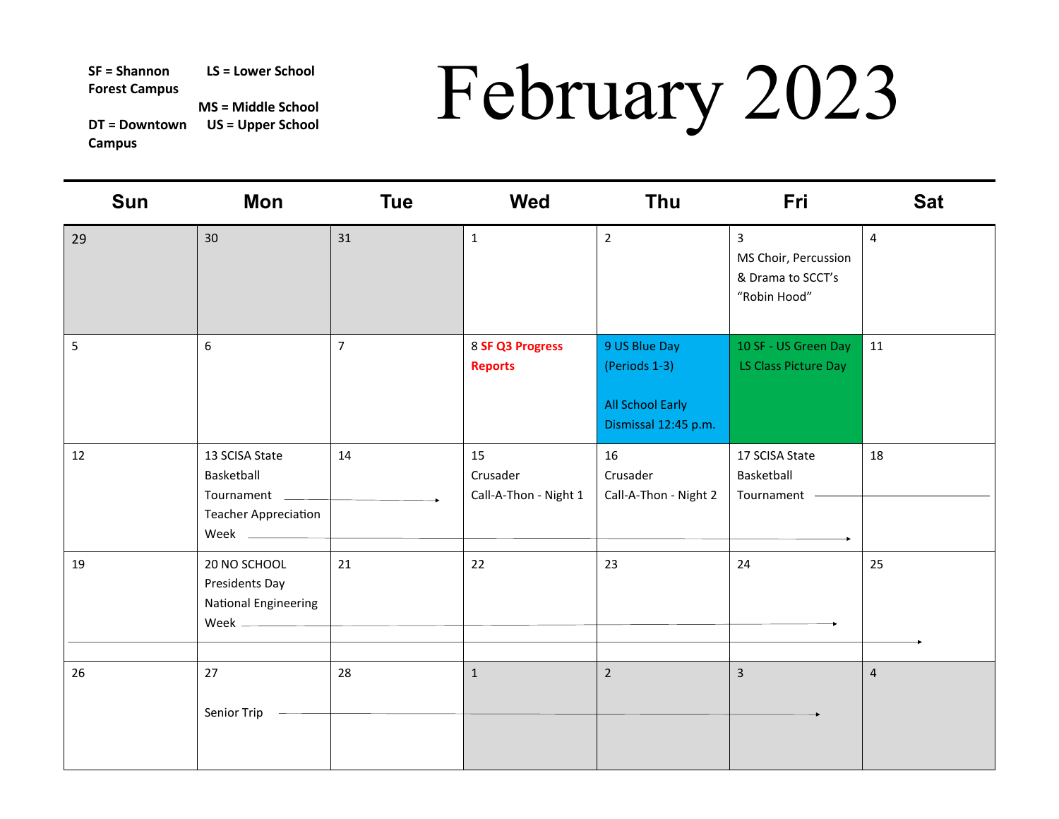SF = Shannon Forest Campus

DT = Downtown Campus

LS = Lower School

MS = Middle School

US = Upper School

# February 2023

| Sun | Mon | Tue | Wed | Thu | Fri | Sat |
|---|---|---|---|---|---|---|
| 29 | 30 | 31 | 1 | 2 | 3 MS Choir, Percussion & Drama to SCCT's "Robin Hood" | 4 |
| 5 | 6 | 7 | 8 **SF Q3 Progress Reports** | 9 US Blue Day (Periods 1-3) All School Early Dismissal 12:45 p.m. | 10 SF - US Green Day LS Class Picture Day | 11 |
| 12 | 13 SCISA State Basketball Tournament → Teacher Appreciation Week → | 14 | 15 Crusader Call-A-Thon - Night 1 | 16 Crusader Call-A-Thon - Night 2 | 17 SCISA State Basketball Tournament → | 18 |
| 19 | 20 NO SCHOOL Presidents Day National Engineering Week → | 21 | 22 | 23 | 24 | 25 |
| 26 | 27 Senior Trip → | 28 | 1 | 2 | 3 | 4 |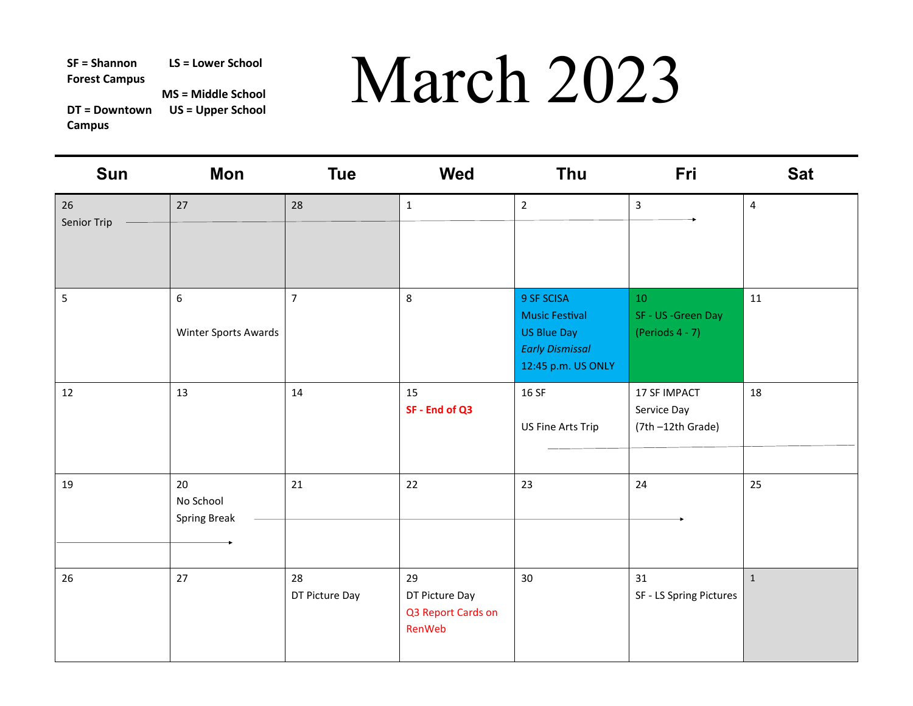SF = Shannon Forest Campus

DT = Downtown Campus

LS = Lower School

MS = Middle School

US = Upper School

# March 2023

| Sun | Mon | Tue | Wed | Thu | Fri | Sat |
|---|---|---|---|---|---|---|
| 26 Senior Trip → | 27 | 28 | 1 | 2 | 3 | 4 |
| 5 | 6 Winter Sports Awards | 7 | 8 | 9 SF SCISA Music Festival US Blue Day *Early Dismissal* 12:45 p.m. US ONLY | 10 SF - US -Green Day (Periods 4 - 7) | 11 |
| 12 | 13 | 14 | 15 **SF - End of Q3** | 16 SF US Fine Arts Trip | 17 SF IMPACT Service Day (7th –12th Grade) | 18 |
| 19 | 20 No School Spring Break → | 21 | 22 | 23 | 24 | 25 |
| 26 | 27 | 28 DT Picture Day | 29 DT Picture Day Q3 Report Cards on RenWeb | 30 | 31 SF - LS Spring Pictures | 1 |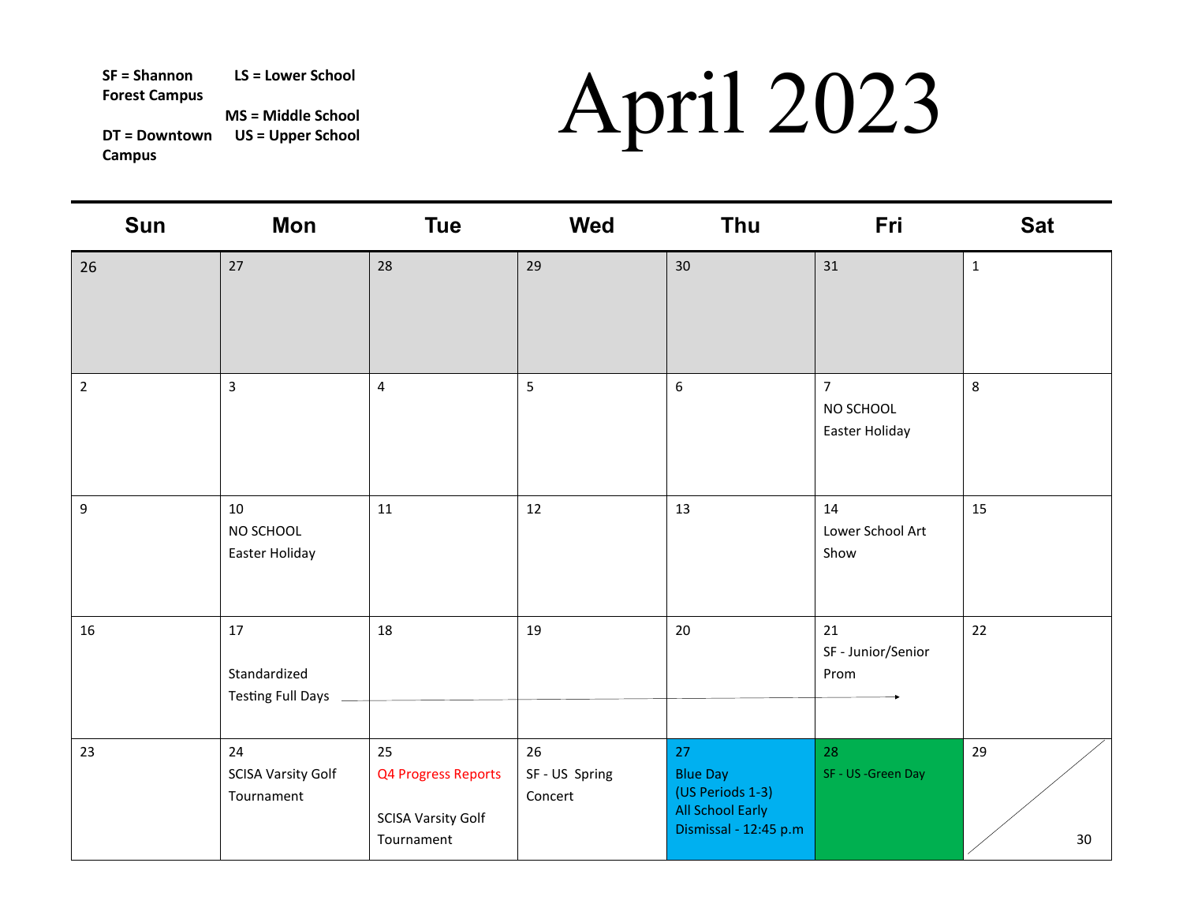SF = Shannon Forest Campus

DT = Downtown Campus

LS = Lower School

MS = Middle School

US = Upper School

# April 2023

| Sun | Mon | Tue | Wed | Thu | Fri | Sat |
|---|---|---|---|---|---|---|
| 26 | 27 | 28 | 29 | 30 | 31 | 1 |
| 2 | 3 | 4 | 5 | 6 | 7 NO SCHOOL Easter Holiday | 8 |
| 9 | 10 NO SCHOOL Easter Holiday | 11 | 12 | 13 | 14 Lower School Art Show | 15 |
| 16 | 17 Standardized Testing Full Days → | 18 | 19 | 20 | 21 SF - Junior/Senior Prom | 22 |
| 23 | 24 SCISA Varsity Golf Tournament | 25 Q4 Progress Reports<br><br>SCISA Varsity Golf Tournament | 26 SF - US Spring Concert | 27 Blue Day (US Periods 1-3) All School Early Dismissal - 12:45 p.m | 28 SF - US -Green Day | 29 / 30 |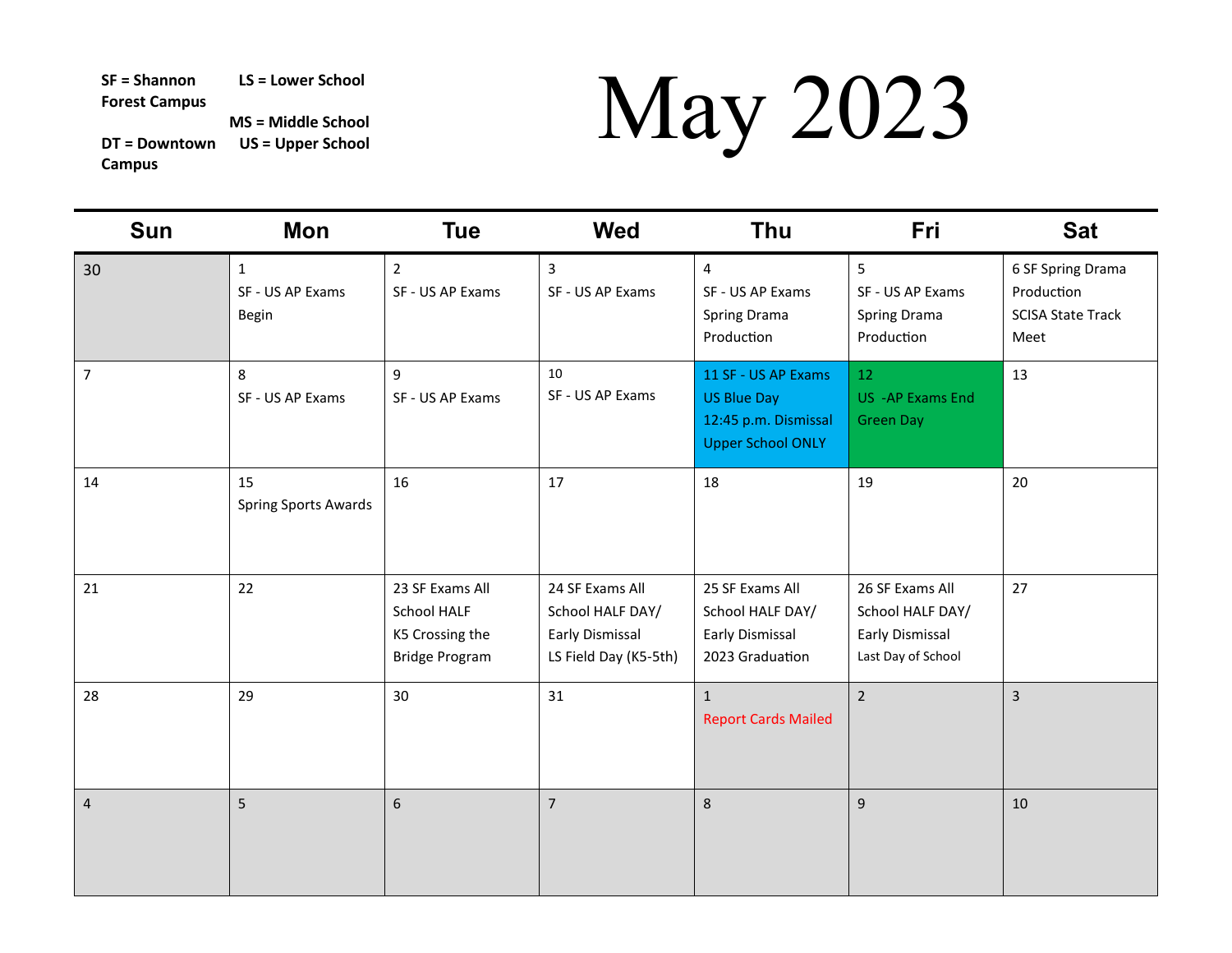SF = Shannon Forest Campus

DT = Downtown Campus

LS = Lower School

MS = Middle School

US = Upper School

# May 2023

| Sun | Mon | Tue | Wed | Thu | Fri | Sat |
|---|---|---|---|---|---|---|
| 30 | 1<br>SF - US AP Exams Begin | 2<br>SF - US AP Exams | 3<br>SF - US AP Exams | 4<br>SF - US AP Exams<br>Spring Drama Production | 5<br>SF - US AP Exams<br>Spring Drama Production | 6 SF Spring Drama Production<br>SCISA State Track Meet |
| 7 | 8<br>SF - US AP Exams | 9<br>SF - US AP Exams | 10<br>SF - US AP Exams | 11 SF - US AP Exams<br>US Blue Day<br>12:45 p.m. Dismissal<br>Upper School ONLY | 12<br>US -AP Exams End<br>Green Day | 13 |
| 14 | 15<br>Spring Sports Awards | 16 | 17 | 18 | 19 | 20 |
| 21 | 22 | 23 SF Exams All School HALF<br>K5 Crossing the Bridge Program | 24 SF Exams All School HALF DAY/ Early Dismissal<br>LS Field Day (K5-5th) | 25 SF Exams All School HALF DAY/ Early Dismissal<br>2023 Graduation | 26 SF Exams All School HALF DAY/ Early Dismissal<br>Last Day of School | 27 |
| 28 | 29 | 30 | 31 | 1<br>Report Cards Mailed | 2 | 3 |
| 4 | 5 | 6 | 7 | 8 | 9 | 10 |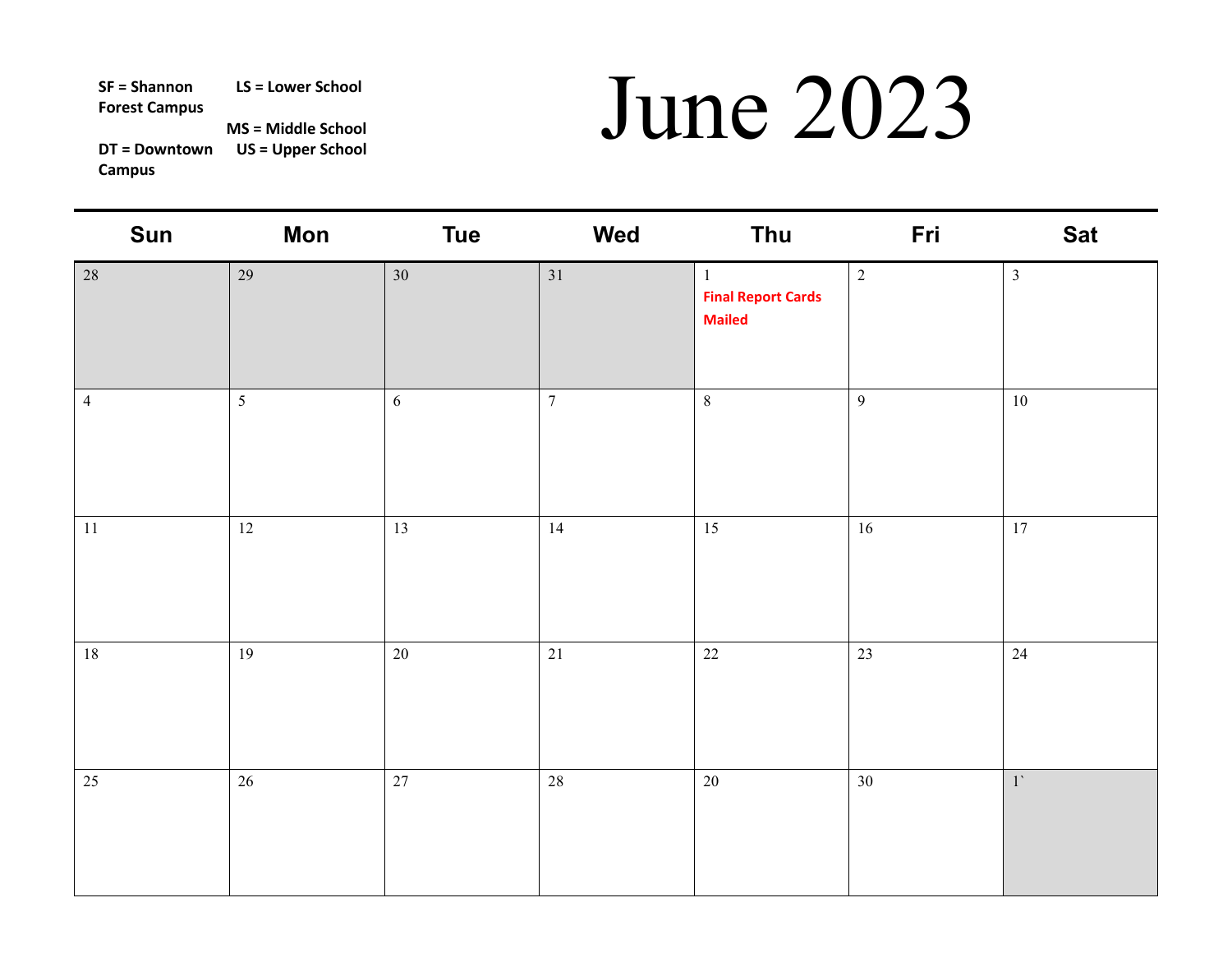SF = Shannon Forest Campus

DT = Downtown Campus

LS = Lower School

MS = Middle School

US = Upper School

# June 2023

| Sun | Mon | Tue | Wed | Thu | Fri | Sat |
|---|---|---|---|---|---|---|
| 28 | 29 | 30 | 31 | 1 **Final Report Cards Mailed** | 2 | 3 |
| 4 | 5 | 6 | 7 | 8 | 9 | 10 |
| 11 | 12 | 13 | 14 | 15 | 16 | 17 |
| 18 | 19 | 20 | 21 | 22 | 23 | 24 |
| 25 | 26 | 27 | 28 | 20 | 30 | 1` |